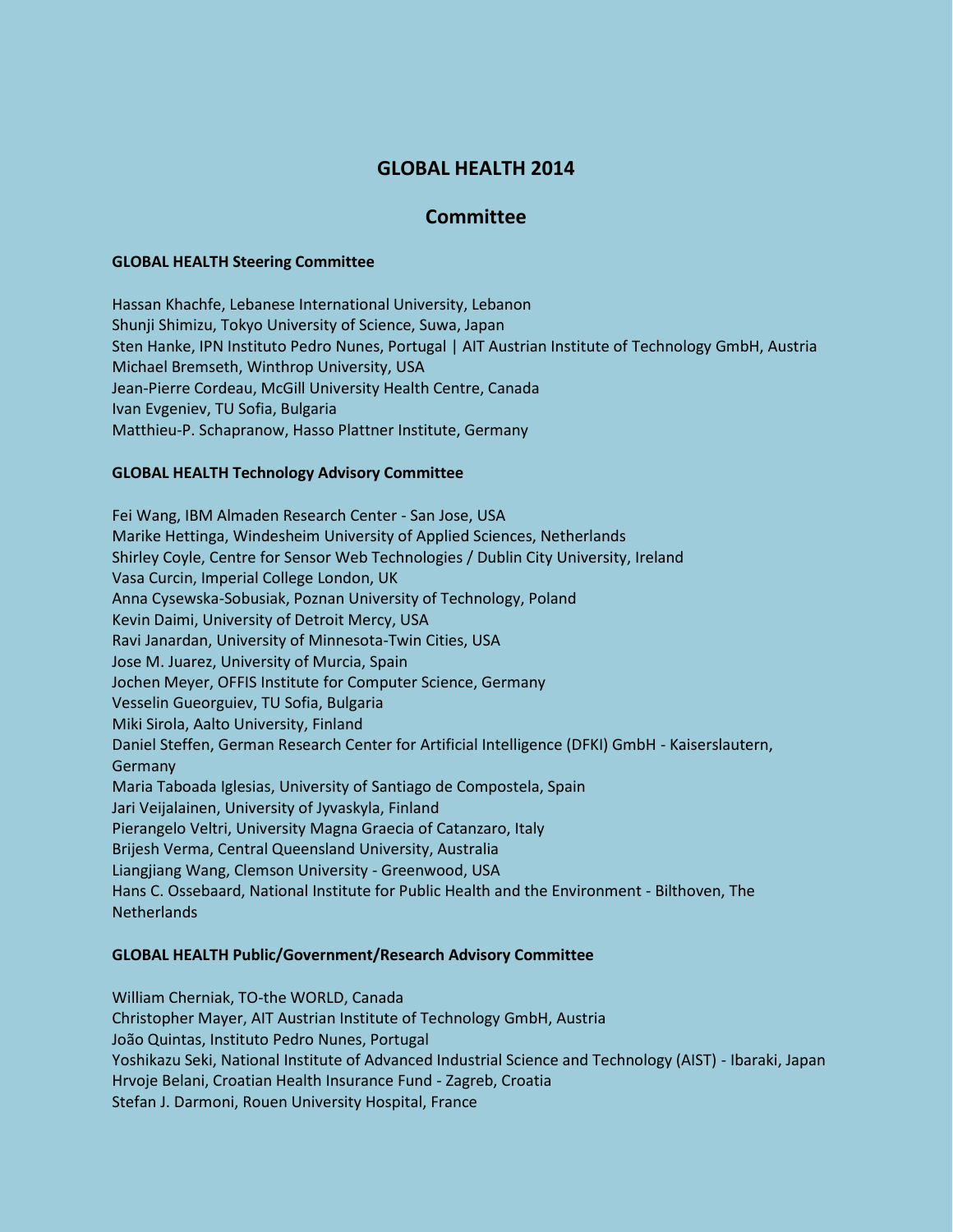# GLOBAL HEALTH 2014

## Committee

### GLOBAL HEALTH Steering Committee

Hassan Khachfe, Lebanese International University, Lebanon
Shunji Shimizu, Tokyo University of Science, Suwa, Japan
Sten Hanke, IPN Instituto Pedro Nunes, Portugal | AIT Austrian Institute of Technology GmbH, Austria
Michael Bremseth, Winthrop University, USA
Jean-Pierre Cordeau, McGill University Health Centre, Canada
Ivan Evgeniev, TU Sofia, Bulgaria
Matthieu-P. Schapranow, Hasso Plattner Institute, Germany

### GLOBAL HEALTH Technology Advisory Committee

Fei Wang, IBM Almaden Research Center - San Jose, USA
Marike Hettinga, Windesheim University of Applied Sciences, Netherlands
Shirley Coyle, Centre for Sensor Web Technologies / Dublin City University, Ireland
Vasa Curcin, Imperial College London, UK
Anna Cysewska-Sobusiak, Poznan University of Technology, Poland
Kevin Daimi, University of Detroit Mercy, USA
Ravi Janardan, University of Minnesota-Twin Cities, USA
Jose M. Juarez, University of Murcia, Spain
Jochen Meyer, OFFIS Institute for Computer Science, Germany
Vesselin Gueorguiev, TU Sofia, Bulgaria
Miki Sirola, Aalto University, Finland
Daniel Steffen, German Research Center for Artificial Intelligence (DFKI) GmbH - Kaiserslautern, Germany
Maria Taboada Iglesias, University of Santiago de Compostela, Spain
Jari Veijalainen, University of Jyvaskyla, Finland
Pierangelo Veltri, University Magna Graecia of Catanzaro, Italy
Brijesh Verma, Central Queensland University, Australia
Liangjiang Wang, Clemson University - Greenwood, USA
Hans C. Ossebaard, National Institute for Public Health and the Environment - Bilthoven, The Netherlands

### GLOBAL HEALTH Public/Government/Research Advisory Committee

William Cherniak, TO-the WORLD, Canada
Christopher Mayer, AIT Austrian Institute of Technology GmbH, Austria
João Quintas, Instituto Pedro Nunes, Portugal
Yoshikazu Seki, National Institute of Advanced Industrial Science and Technology (AIST) - Ibaraki, Japan
Hrvoje Belani, Croatian Health Insurance Fund - Zagreb, Croatia
Stefan J. Darmoni, Rouen University Hospital, France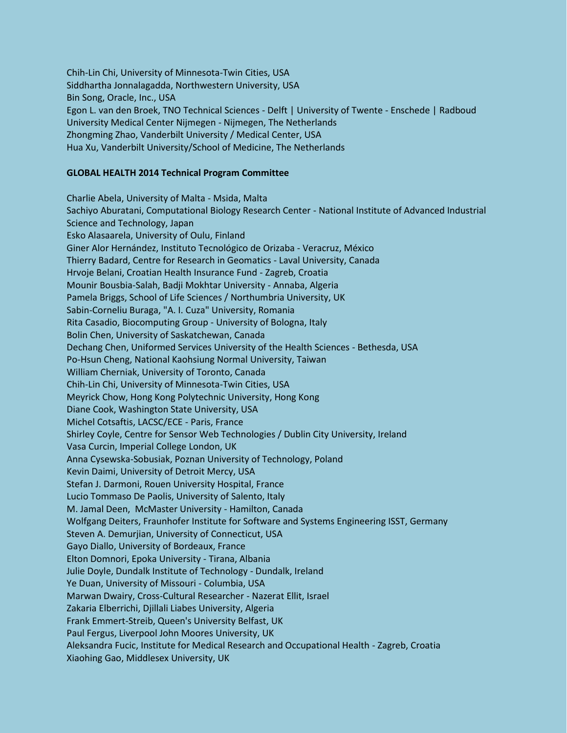Chih-Lin Chi, University of Minnesota-Twin Cities, USA
Siddhartha Jonnalagadda, Northwestern University, USA
Bin Song, Oracle, Inc., USA
Egon L. van den Broek, TNO Technical Sciences - Delft | University of Twente - Enschede | Radboud University Medical Center Nijmegen - Nijmegen, The Netherlands
Zhongming Zhao, Vanderbilt University / Medical Center, USA
Hua Xu, Vanderbilt University/School of Medicine, The Netherlands

**GLOBAL HEALTH 2014 Technical Program Committee**

Charlie Abela, University of Malta - Msida, Malta
Sachiyo Aburatani, Computational Biology Research Center - National Institute of Advanced Industrial Science and Technology, Japan
Esko Alasaarela, University of Oulu, Finland
Giner Alor Hernández, Instituto Tecnológico de Orizaba - Veracruz, México
Thierry Badard, Centre for Research in Geomatics - Laval University, Canada
Hrvoje Belani, Croatian Health Insurance Fund - Zagreb, Croatia
Mounir Bousbia-Salah, Badji Mokhtar University - Annaba, Algeria
Pamela Briggs, School of Life Sciences / Northumbria University, UK
Sabin-Corneliu Buraga, "A. I. Cuza" University, Romania
Rita Casadio, Biocomputing Group - University of Bologna, Italy
Bolin Chen, University of Saskatchewan, Canada
Dechang Chen, Uniformed Services University of the Health Sciences - Bethesda, USA
Po-Hsun Cheng, National Kaohsiung Normal University, Taiwan
William Cherniak, University of Toronto, Canada
Chih-Lin Chi, University of Minnesota-Twin Cities, USA
Meyrick Chow, Hong Kong Polytechnic University, Hong Kong
Diane Cook, Washington State University, USA
Michel Cotsaftis, LACSC/ECE - Paris, France
Shirley Coyle, Centre for Sensor Web Technologies / Dublin City University, Ireland
Vasa Curcin, Imperial College London, UK
Anna Cysewska-Sobusiak, Poznan University of Technology, Poland
Kevin Daimi, University of Detroit Mercy, USA
Stefan J. Darmoni, Rouen University Hospital, France
Lucio Tommaso De Paolis, University of Salento, Italy
M. Jamal Deen, McMaster University - Hamilton, Canada
Wolfgang Deiters, Fraunhofer Institute for Software and Systems Engineering ISST, Germany
Steven A. Demurjian, University of Connecticut, USA
Gayo Diallo, University of Bordeaux, France
Elton Domnori, Epoka University - Tirana, Albania
Julie Doyle, Dundalk Institute of Technology - Dundalk, Ireland
Ye Duan, University of Missouri - Columbia, USA
Marwan Dwairy, Cross-Cultural Researcher - Nazerat Ellit, Israel
Zakaria Elberrichi, Djillali Liabes University, Algeria
Frank Emmert-Streib, Queen's University Belfast, UK
Paul Fergus, Liverpool John Moores University, UK
Aleksandra Fucic, Institute for Medical Research and Occupational Health - Zagreb, Croatia
Xiaohing Gao, Middlesex University, UK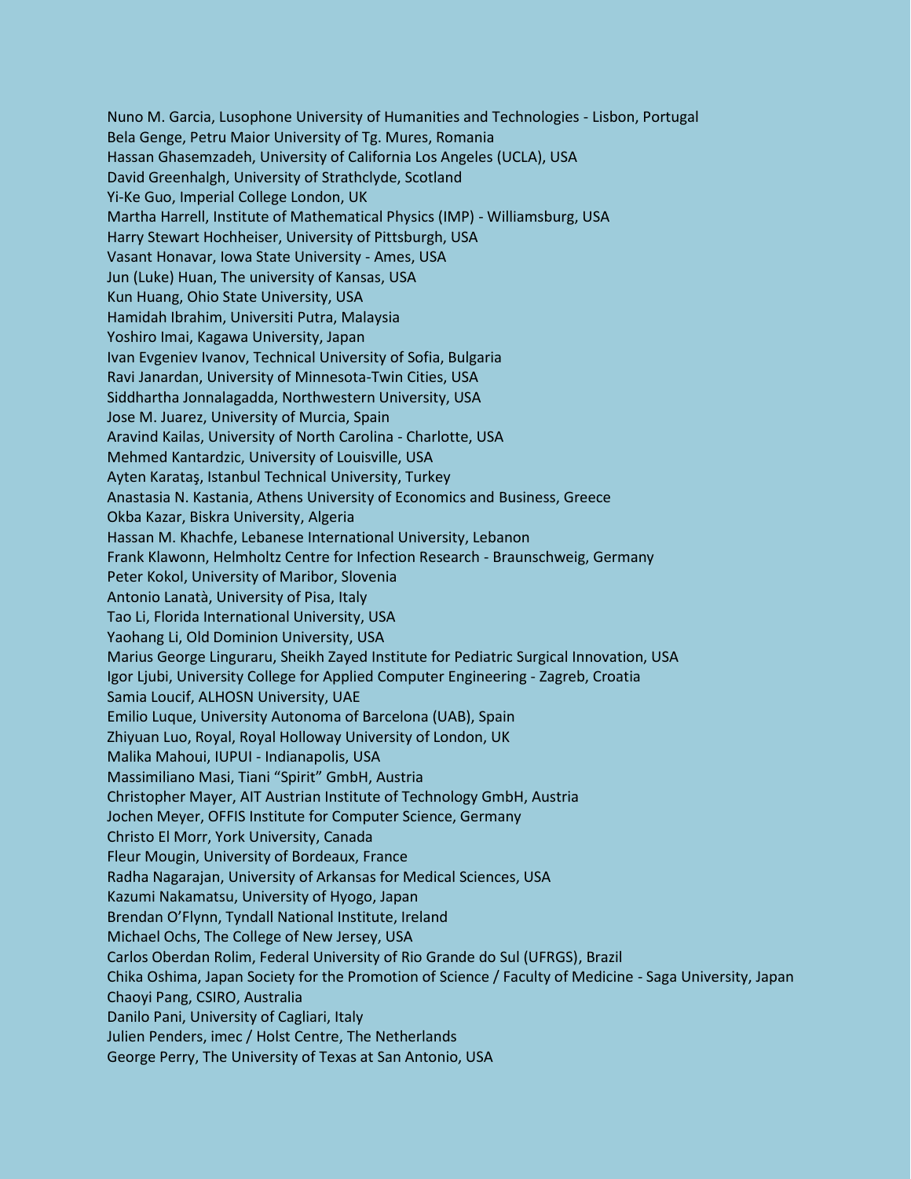Nuno M. Garcia, Lusophone University of Humanities and Technologies - Lisbon, Portugal
Bela Genge, Petru Maior University of Tg. Mures, Romania
Hassan Ghasemzadeh, University of California Los Angeles (UCLA), USA
David Greenhalgh, University of Strathclyde, Scotland
Yi-Ke Guo, Imperial College London, UK
Martha Harrell, Institute of Mathematical Physics (IMP) - Williamsburg, USA
Harry Stewart Hochheiser, University of Pittsburgh, USA
Vasant Honavar, Iowa State University - Ames, USA
Jun (Luke) Huan, The university of Kansas, USA
Kun Huang, Ohio State University, USA
Hamidah Ibrahim, Universiti Putra, Malaysia
Yoshiro Imai, Kagawa University, Japan
Ivan Evgeniev Ivanov, Technical University of Sofia, Bulgaria
Ravi Janardan, University of Minnesota-Twin Cities, USA
Siddhartha Jonnalagadda, Northwestern University, USA
Jose M. Juarez, University of Murcia, Spain
Aravind Kailas, University of North Carolina - Charlotte, USA
Mehmed Kantardzic, University of Louisville, USA
Ayten Karataş, Istanbul Technical University, Turkey
Anastasia N. Kastania, Athens University of Economics and Business, Greece
Okba Kazar, Biskra University, Algeria
Hassan M. Khachfe, Lebanese International University, Lebanon
Frank Klawonn, Helmholtz Centre for Infection Research - Braunschweig, Germany
Peter Kokol, University of Maribor, Slovenia
Antonio Lanatà, University of Pisa, Italy
Tao Li, Florida International University, USA
Yaohang Li, Old Dominion University, USA
Marius George Linguraru, Sheikh Zayed Institute for Pediatric Surgical Innovation, USA
Igor Ljubi, University College for Applied Computer Engineering - Zagreb, Croatia
Samia Loucif, ALHOSN University, UAE
Emilio Luque, University Autonoma of Barcelona (UAB), Spain
Zhiyuan Luo, Royal, Royal Holloway University of London, UK
Malika Mahoui, IUPUI - Indianapolis, USA
Massimiliano Masi, Tiani "Spirit" GmbH, Austria
Christopher Mayer, AIT Austrian Institute of Technology GmbH, Austria
Jochen Meyer, OFFIS Institute for Computer Science, Germany
Christo El Morr, York University, Canada
Fleur Mougin, University of Bordeaux, France
Radha Nagarajan, University of Arkansas for Medical Sciences, USA
Kazumi Nakamatsu, University of Hyogo, Japan
Brendan O'Flynn, Tyndall National Institute, Ireland
Michael Ochs, The College of New Jersey, USA
Carlos Oberdan Rolim, Federal University of Rio Grande do Sul (UFRGS), Brazil
Chika Oshima, Japan Society for the Promotion of Science / Faculty of Medicine - Saga University, Japan
Chaoyi Pang, CSIRO, Australia
Danilo Pani, University of Cagliari, Italy
Julien Penders, imec / Holst Centre, The Netherlands
George Perry, The University of Texas at San Antonio, USA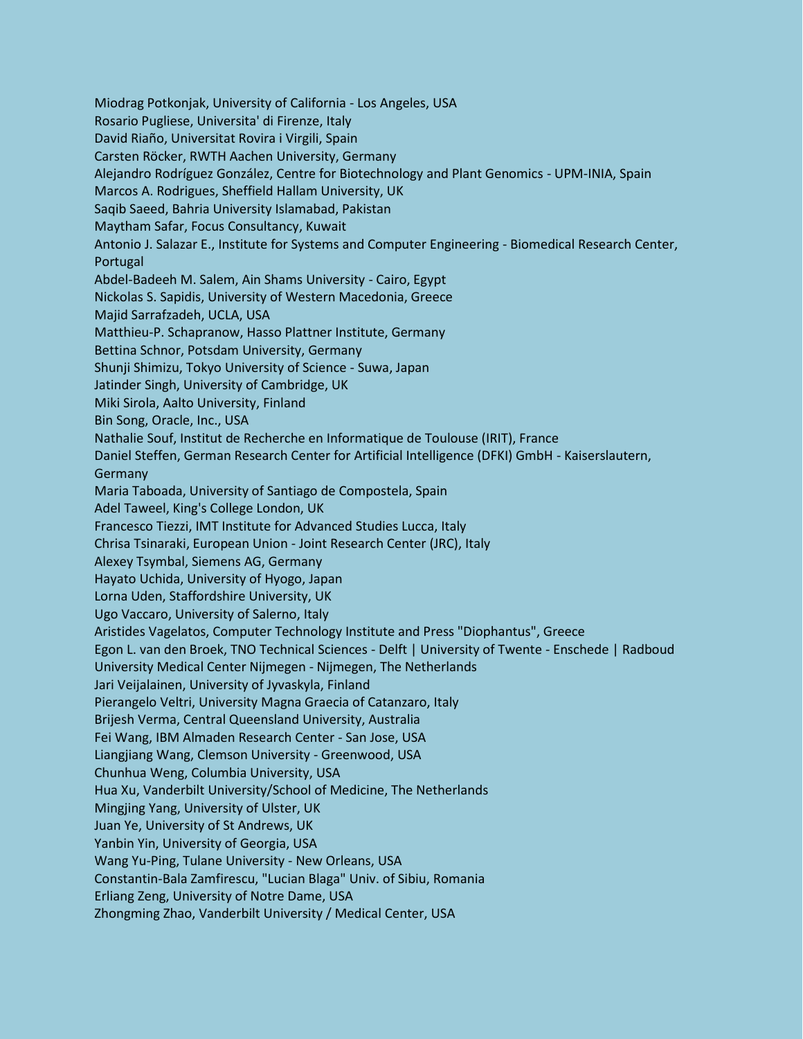Miodrag Potkonjak, University of California - Los Angeles, USA
Rosario Pugliese, Universita' di Firenze, Italy
David Riaño, Universitat Rovira i Virgili, Spain
Carsten Röcker, RWTH Aachen University, Germany
Alejandro Rodríguez González, Centre for Biotechnology and Plant Genomics - UPM-INIA, Spain
Marcos A. Rodrigues, Sheffield Hallam University, UK
Saqib Saeed, Bahria University Islamabad, Pakistan
Maytham Safar, Focus Consultancy, Kuwait
Antonio J. Salazar E., Institute for Systems and Computer Engineering - Biomedical Research Center, Portugal
Abdel-Badeeh M. Salem, Ain Shams University - Cairo, Egypt
Nickolas S. Sapidis, University of Western Macedonia, Greece
Majid Sarrafzadeh, UCLA, USA
Matthieu-P. Schapranow, Hasso Plattner Institute, Germany
Bettina Schnor, Potsdam University, Germany
Shunji Shimizu, Tokyo University of Science - Suwa, Japan
Jatinder Singh, University of Cambridge, UK
Miki Sirola, Aalto University, Finland
Bin Song, Oracle, Inc., USA
Nathalie Souf, Institut de Recherche en Informatique de Toulouse (IRIT), France
Daniel Steffen, German Research Center for Artificial Intelligence (DFKI) GmbH - Kaiserslautern, Germany
Maria Taboada, University of Santiago de Compostela, Spain
Adel Taweel, King's College London, UK
Francesco Tiezzi, IMT Institute for Advanced Studies Lucca, Italy
Chrisa Tsinaraki, European Union - Joint Research Center (JRC), Italy
Alexey Tsymbal, Siemens AG, Germany
Hayato Uchida, University of Hyogo, Japan
Lorna Uden, Staffordshire University, UK
Ugo Vaccaro, University of Salerno, Italy
Aristides Vagelatos, Computer Technology Institute and Press "Diophantus", Greece
Egon L. van den Broek, TNO Technical Sciences - Delft | University of Twente - Enschede | Radboud University Medical Center Nijmegen - Nijmegen, The Netherlands
Jari Veijalainen, University of Jyvaskyla, Finland
Pierangelo Veltri, University Magna Graecia of Catanzaro, Italy
Brijesh Verma, Central Queensland University, Australia
Fei Wang, IBM Almaden Research Center - San Jose, USA
Liangjiang Wang, Clemson University - Greenwood, USA
Chunhua Weng, Columbia University, USA
Hua Xu, Vanderbilt University/School of Medicine, The Netherlands
Mingjing Yang, University of Ulster, UK
Juan Ye, University of St Andrews, UK
Yanbin Yin, University of Georgia, USA
Wang Yu-Ping, Tulane University - New Orleans, USA
Constantin-Bala Zamfirescu, "Lucian Blaga" Univ. of Sibiu, Romania
Erliang Zeng, University of Notre Dame, USA
Zhongming Zhao, Vanderbilt University / Medical Center, USA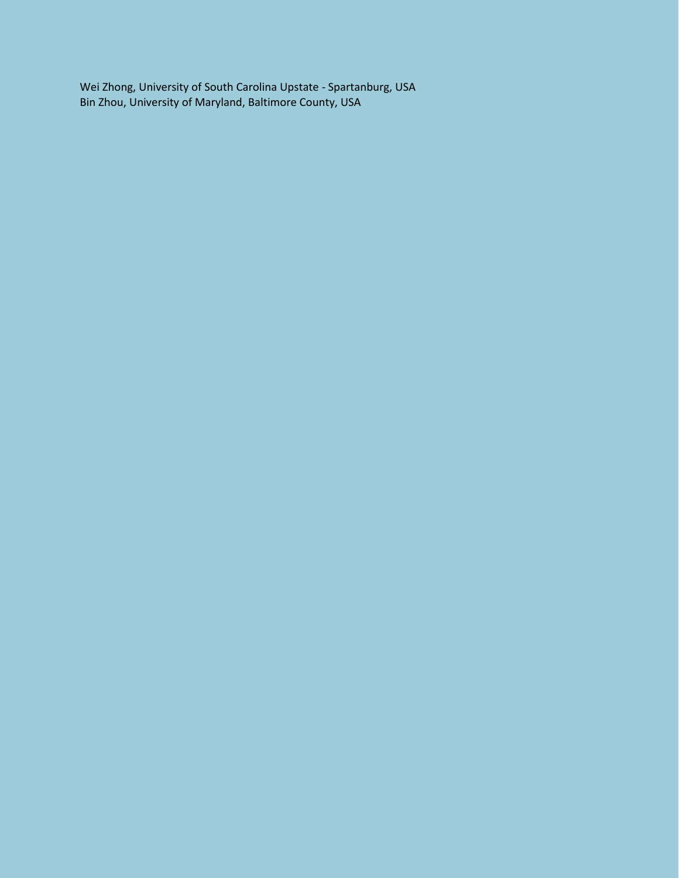Wei Zhong, University of South Carolina Upstate - Spartanburg, USA
Bin Zhou, University of Maryland, Baltimore County, USA